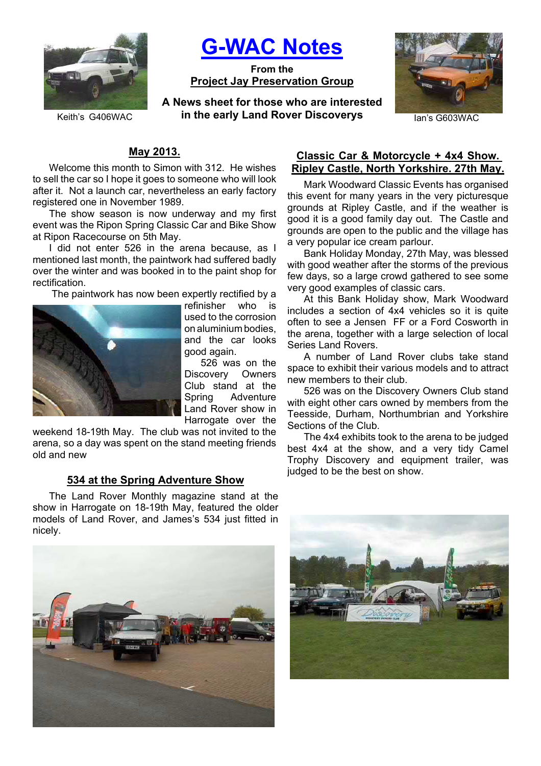# G-WAC Notes

**From the**
**Project Jay Preservation Group**

**A News sheet for those who are interested in the early Land Rover Discoverys**

Keith's G406WAC

Ian's G603WAC

## May 2013.

Welcome this month to Simon with 312. He wishes to sell the car so I hope it goes to someone who will look after it. Not a launch car, nevertheless an early factory registered one in November 1989.

The show season is now underway and my first event was the Ripon Spring Classic Car and Bike Show at Ripon Racecourse on 5th May.

I did not enter 526 in the arena because, as I mentioned last month, the paintwork had suffered badly over the winter and was booked in to the paint shop for rectification.

The paintwork has now been expertly rectified by a refinisher who is used to the corrosion on aluminium bodies, and the car looks good again.

526 was on the Discovery Owners Club stand at the Spring Adventure Land Rover show in Harrogate over the weekend 18-19th May. The club was not invited to the arena, so a day was spent on the stand meeting friends old and new

## 534 at the Spring Adventure Show

The Land Rover Monthly magazine stand at the show in Harrogate on 18-19th May, featured the older models of Land Rover, and James's 534 just fitted in nicely.

## Classic Car & Motorcycle + 4x4 Show. Ripley Castle, North Yorkshire. 27th May.

Mark Woodward Classic Events has organised this event for many years in the very picturesque grounds at Ripley Castle, and if the weather is good it is a good family day out. The Castle and grounds are open to the public and the village has a very popular ice cream parlour.

Bank Holiday Monday, 27th May, was blessed with good weather after the storms of the previous few days, so a large crowd gathered to see some very good examples of classic cars.

At this Bank Holiday show, Mark Woodward includes a section of 4x4 vehicles so it is quite often to see a Jensen FF or a Ford Cosworth in the arena, together with a large selection of local Series Land Rovers.

A number of Land Rover clubs take stand space to exhibit their various models and to attract new members to their club.

526 was on the Discovery Owners Club stand with eight other cars owned by members from the Teesside, Durham, Northumbrian and Yorkshire Sections of the Club.

The 4x4 exhibits took to the arena to be judged best 4x4 at the show, and a very tidy Camel Trophy Discovery and equipment trailer, was judged to be the best on show.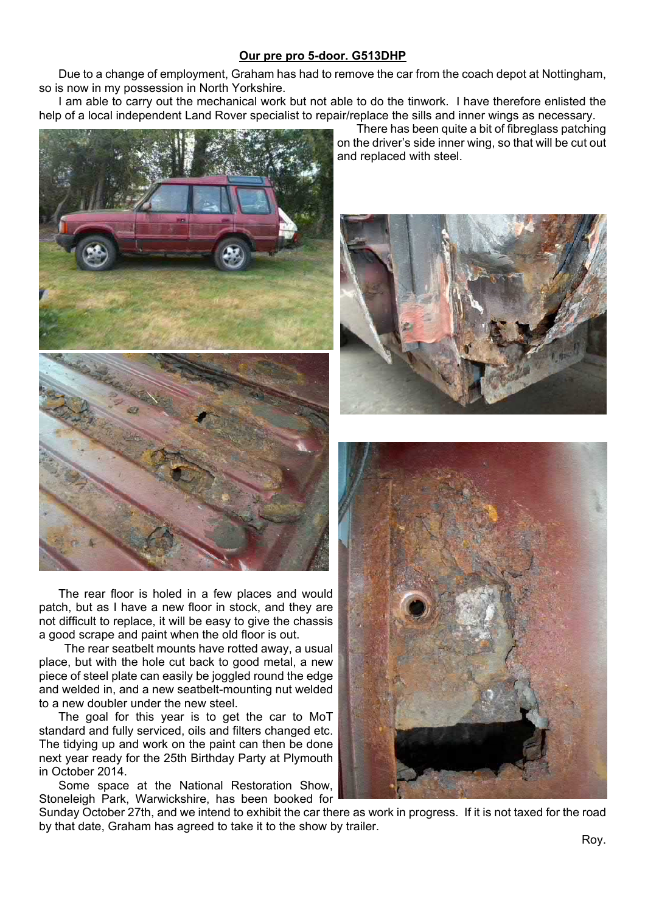## Our pre pro 5-door. G513DHP

Due to a change of employment, Graham has had to remove the car from the coach depot at Nottingham, so is now in my possession in North Yorkshire.

I am able to carry out the mechanical work but not able to do the tinwork. I have therefore enlisted the help of a local independent Land Rover specialist to repair/replace the sills and inner wings as necessary.

There has been quite a bit of fibreglass patching on the driver's side inner wing, so that will be cut out and replaced with steel.

The rear floor is holed in a few places and would patch, but as I have a new floor in stock, and they are not difficult to replace, it will be easy to give the chassis a good scrape and paint when the old floor is out.

The rear seatbelt mounts have rotted away, a usual place, but with the hole cut back to good metal, a new piece of steel plate can easily be joggled round the edge and welded in, and a new seatbelt-mounting nut welded to a new doubler under the new steel.

The goal for this year is to get the car to MoT standard and fully serviced, oils and filters changed etc. The tidying up and work on the paint can then be done next year ready for the 25th Birthday Party at Plymouth in October 2014.

Some space at the National Restoration Show, Stoneleigh Park, Warwickshire, has been booked for Sunday October 27th, and we intend to exhibit the car there as work in progress. If it is not taxed for the road by that date, Graham has agreed to take it to the show by trailer.

Roy.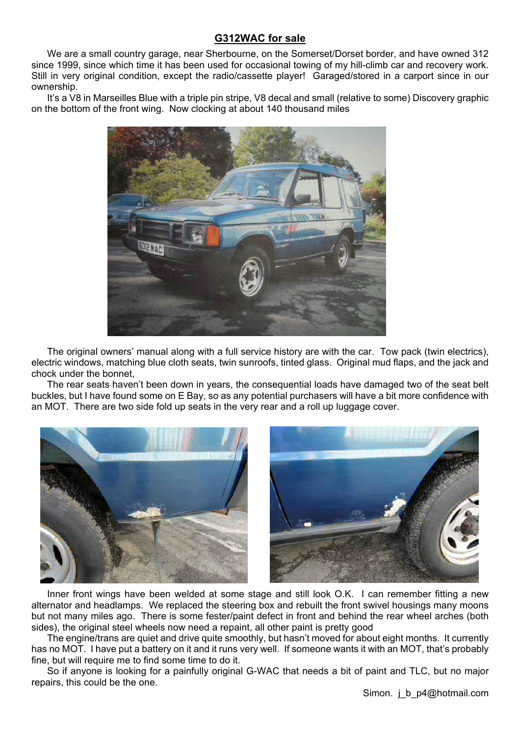## G312WAC for sale

We are a small country garage, near Sherbourne, on the Somerset/Dorset border, and have owned 312 since 1999, since which time it has been used for occasional towing of my hill-climb car and recovery work. Still in very original condition, except the radio/cassette player! Garaged/stored in a carport since in our ownership.

It's a V8 in Marseilles Blue with a triple pin stripe, V8 decal and small (relative to some) Discovery graphic on the bottom of the front wing. Now clocking at about 140 thousand miles

The original owners' manual along with a full service history are with the car. Tow pack (twin electrics), electric windows, matching blue cloth seats, twin sunroofs, tinted glass. Original mud flaps, and the jack and chock under the bonnet,

The rear seats haven't been down in years, the consequential loads have damaged two of the seat belt buckles, but I have found some on E Bay, so as any potential purchasers will have a bit more confidence with an MOT. There are two side fold up seats in the very rear and a roll up luggage cover.

Inner front wings have been welded at some stage and still look O.K. I can remember fitting a new alternator and headlamps. We replaced the steering box and rebuilt the front swivel housings many moons but not many miles ago. There is some fester/paint defect in front and behind the rear wheel arches (both sides), the original steel wheels now need a repaint, all other paint is pretty good

The engine/trans are quiet and drive quite smoothly, but hasn't moved for about eight months. It currently has no MOT. I have put a battery on it and it runs very well. If someone wants it with an MOT, that's probably fine, but will require me to find some time to do it.

So if anyone is looking for a painfully original G-WAC that needs a bit of paint and TLC, but no major repairs, this could be the one.

Simon. j_b_p4@hotmail.com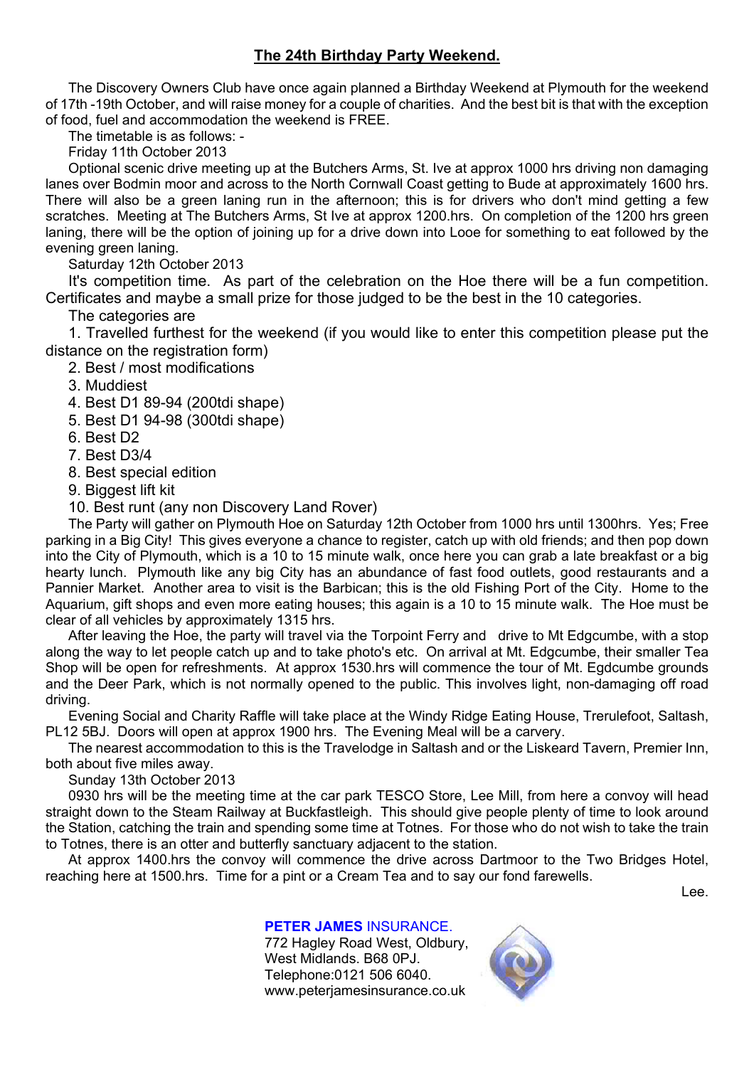## The 24th Birthday Party Weekend.

The Discovery Owners Club have once again planned a Birthday Weekend at Plymouth for the weekend of 17th -19th October, and will raise money for a couple of charities. And the best bit is that with the exception of food, fuel and accommodation the weekend is FREE.

The timetable is as follows: -

Friday 11th October 2013

Optional scenic drive meeting up at the Butchers Arms, St. Ive at approx 1000 hrs driving non damaging lanes over Bodmin moor and across to the North Cornwall Coast getting to Bude at approximately 1600 hrs. There will also be a green laning run in the afternoon; this is for drivers who don't mind getting a few scratches. Meeting at The Butchers Arms, St Ive at approx 1200.hrs. On completion of the 1200 hrs green laning, there will be the option of joining up for a drive down into Looe for something to eat followed by the evening green laning.

Saturday 12th October 2013

It's competition time. As part of the celebration on the Hoe there will be a fun competition. Certificates and maybe a small prize for those judged to be the best in the 10 categories.

The categories are

1. Travelled furthest for the weekend (if you would like to enter this competition please put the distance on the registration form)
2. Best / most modifications
3. Muddiest
4. Best D1 89-94 (200tdi shape)
5. Best D1 94-98 (300tdi shape)
6. Best D2
7. Best D3/4
8. Best special edition
9. Biggest lift kit
10. Best runt (any non Discovery Land Rover)

The Party will gather on Plymouth Hoe on Saturday 12th October from 1000 hrs until 1300hrs. Yes; Free parking in a Big City! This gives everyone a chance to register, catch up with old friends; and then pop down into the City of Plymouth, which is a 10 to 15 minute walk, once here you can grab a late breakfast or a big hearty lunch. Plymouth like any big City has an abundance of fast food outlets, good restaurants and a Pannier Market. Another area to visit is the Barbican; this is the old Fishing Port of the City. Home to the Aquarium, gift shops and even more eating houses; this again is a 10 to 15 minute walk. The Hoe must be clear of all vehicles by approximately 1315 hrs.

After leaving the Hoe, the party will travel via the Torpoint Ferry and drive to Mt Edgcumbe, with a stop along the way to let people catch up and to take photo's etc. On arrival at Mt. Edgcumbe, their smaller Tea Shop will be open for refreshments. At approx 1530.hrs will commence the tour of Mt. Egdcumbe grounds and the Deer Park, which is not normally opened to the public. This involves light, non-damaging off road driving.

Evening Social and Charity Raffle will take place at the Windy Ridge Eating House, Trerulefoot, Saltash, PL12 5BJ. Doors will open at approx 1900 hrs. The Evening Meal will be a carvery.

The nearest accommodation to this is the Travelodge in Saltash and or the Liskeard Tavern, Premier Inn, both about five miles away.

Sunday 13th October 2013

0930 hrs will be the meeting time at the car park TESCO Store, Lee Mill, from here a convoy will head straight down to the Steam Railway at Buckfastleigh. This should give people plenty of time to look around the Station, catching the train and spending some time at Totnes. For those who do not wish to take the train to Totnes, there is an otter and butterfly sanctuary adjacent to the station.

At approx 1400.hrs the convoy will commence the drive across Dartmoor to the Two Bridges Hotel, reaching here at 1500.hrs. Time for a pint or a Cream Tea and to say our fond farewells.

Lee.

**PETER JAMES** INSURANCE.
772 Hagley Road West, Oldbury,
West Midlands. B68 0PJ.
Telephone:0121 506 6040.
www.peterjamesinsurance.co.uk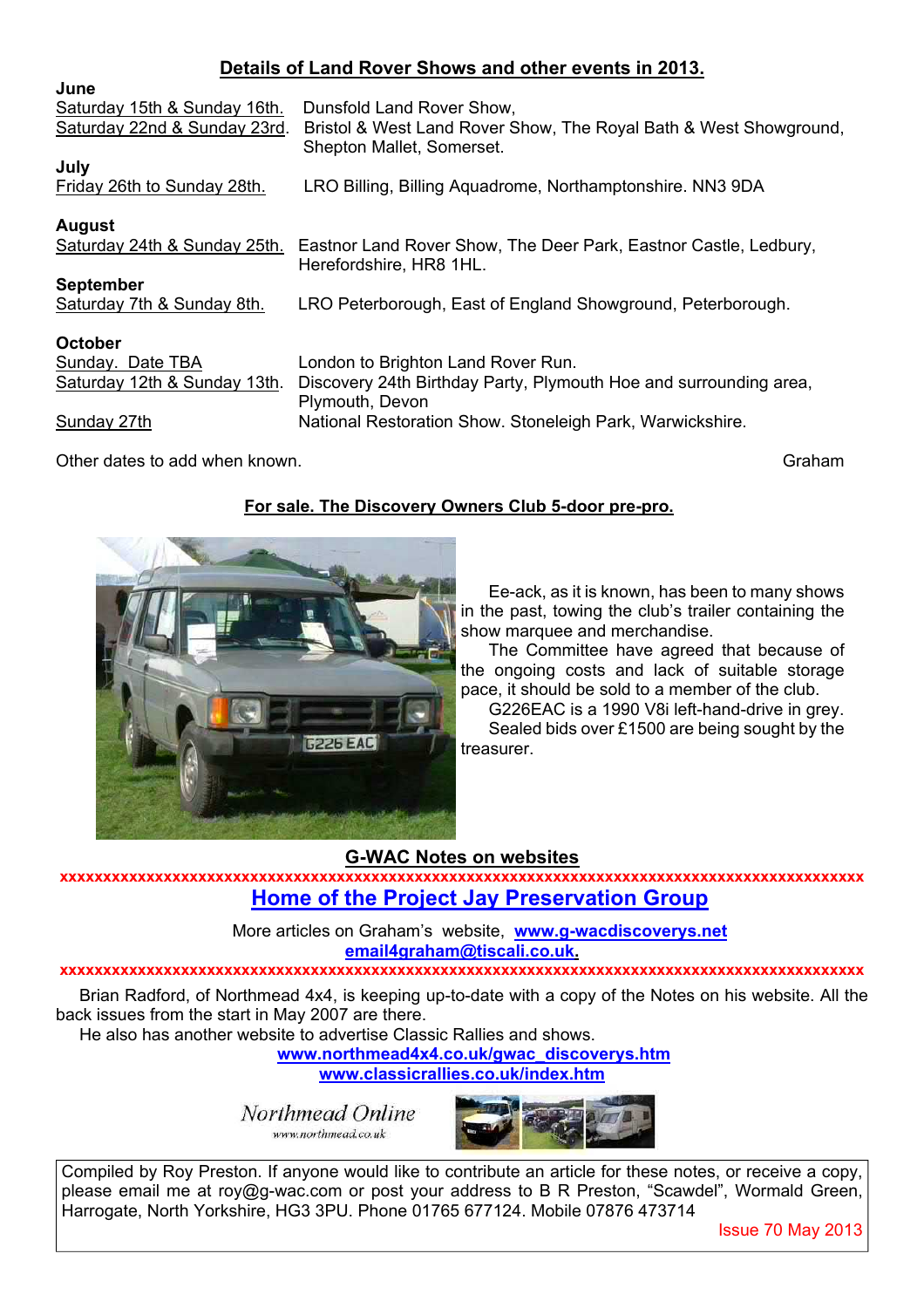## Details of Land Rover Shows and other events in 2013.

**June**

Saturday 15th & Sunday 16th. Dunsfold Land Rover Show,

Saturday 22nd & Sunday 23rd. Bristol & West Land Rover Show, The Royal Bath & West Showground, Shepton Mallet, Somerset.

**July**

Friday 26th to Sunday 28th. LRO Billing, Billing Aquadrome, Northamptonshire. NN3 9DA

**August**

Saturday 24th & Sunday 25th. Eastnor Land Rover Show, The Deer Park, Eastnor Castle, Ledbury, Herefordshire, HR8 1HL.

**September**

Saturday 7th & Sunday 8th. LRO Peterborough, East of England Showground, Peterborough.

**October**

Sunday. Date TBA London to Brighton Land Rover Run.

Saturday 12th & Sunday 13th. Discovery 24th Birthday Party, Plymouth Hoe and surrounding area, Plymouth, Devon

Sunday 27th National Restoration Show. Stoneleigh Park, Warwickshire.

Other dates to add when known. Graham

## For sale. The Discovery Owners Club 5-door pre-pro.

Ee-ack, as it is known, has been to many shows in the past, towing the club's trailer containing the show marquee and merchandise.

The Committee have agreed that because of the ongoing costs and lack of suitable storage pace, it should be sold to a member of the club.

G226EAC is a 1990 V8i left-hand-drive in grey.

Sealed bids over £1500 are being sought by the treasurer.

## G-WAC Notes on websites

xxxxxxxxxxxxxxxxxxxxxxxxxxxxxxxxxxxxxxxxxxxxxxxxxxxxxxxxxxxxxxxxxxxxxxxxxxxxxxxxxxxxxxxxxxxxxxxx

## Home of the Project Jay Preservation Group

More articles on Graham's website, **www.g-wacdiscoverys.net**

**email4graham@tiscali.co.uk.**

xxxxxxxxxxxxxxxxxxxxxxxxxxxxxxxxxxxxxxxxxxxxxxxxxxxxxxxxxxxxxxxxxxxxxxxxxxxxxxxxxxxxxxxxxxxxxxxx

Brian Radford, of Northmead 4x4, is keeping up-to-date with a copy of the Notes on his website. All the back issues from the start in May 2007 are there.

He also has another website to advertise Classic Rallies and shows.

**www.northmead4x4.co.uk/gwac_discoverys.htm**

**www.classicrallies.co.uk/index.htm**

Northmead Online
www.northmead.co.uk

Compiled by Roy Preston. If anyone would like to contribute an article for these notes, or receive a copy, please email me at roy@g-wac.com or post your address to B R Preston, "Scawdel", Wormald Green, Harrogate, North Yorkshire, HG3 3PU. Phone 01765 677124. Mobile 07876 473714

Issue 70 May 2013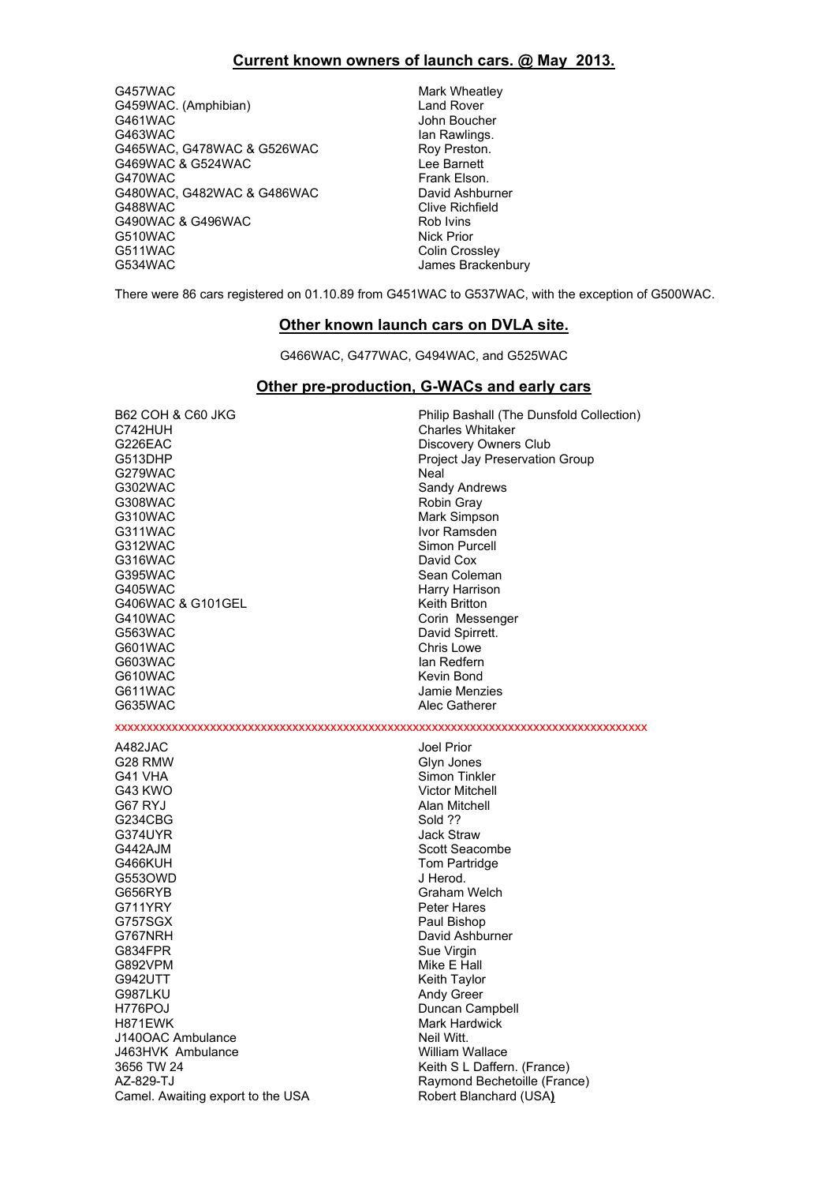## Current known owners of launch cars. @ May 2013.

| | |
|---|---|
| G457WAC | Mark Wheatley |
| G459WAC. (Amphibian) | Land Rover |
| G461WAC | John Boucher |
| G463WAC | Ian Rawlings. |
| G465WAC, G478WAC & G526WAC | Roy Preston. |
| G469WAC & G524WAC | Lee Barnett |
| G470WAC | Frank Elson. |
| G480WAC, G482WAC & G486WAC | David Ashburner |
| G488WAC | Clive Richfield |
| G490WAC & G496WAC | Rob Ivins |
| G510WAC | Nick Prior |
| G511WAC | Colin Crossley |
| G534WAC | James Brackenbury |

There were 86 cars registered on 01.10.89 from G451WAC to G537WAC, with the exception of G500WAC.

## Other known launch cars on DVLA site.

G466WAC, G477WAC, G494WAC, and G525WAC

## Other pre-production, G-WACs and early cars

| | |
|---|---|
| B62 COH & C60 JKG | Philip Bashall (The Dunsfold Collection) |
| C742HUH | Charles Whitaker |
| G226EAC | Discovery Owners Club |
| G513DHP | Project Jay Preservation Group |
| G279WAC | Neal |
| G302WAC | Sandy Andrews |
| G308WAC | Robin Gray |
| G310WAC | Mark Simpson |
| G311WAC | Ivor Ramsden |
| G312WAC | Simon Purcell |
| G316WAC | David Cox |
| G395WAC | Sean Coleman |
| G405WAC | Harry Harrison |
| G406WAC & G101GEL | Keith Britton |
| G410WAC | Corin Messenger |
| G563WAC | David Spirrett. |
| G601WAC | Chris Lowe |
| G603WAC | Ian Redfern |
| G610WAC | Kevin Bond |
| G611WAC | Jamie Menzies |
| G635WAC | Alec Gatherer |

xxxxxxxxxxxxxxxxxxxxxxxxxxxxxxxxxxxxxxxxxxxxxxxxxxxxxxxxxxxxxxxxxxxxxxxxxxxxxxxx

| | |
|---|---|
| A482JAC | Joel Prior |
| G28 RMW | Glyn Jones |
| G41 VHA | Simon Tinkler |
| G43 KWO | Victor Mitchell |
| G67 RYJ | Alan Mitchell |
| G234CBG | Sold ?? |
| G374UYR | Jack Straw |
| G442AJM | Scott Seacombe |
| G466KUH | Tom Partridge |
| G553OWD | J Herod. |
| G656RYB | Graham Welch |
| G711YRY | Peter Hares |
| G757SGX | Paul Bishop |
| G767NRH | David Ashburner |
| G834FPR | Sue Virgin |
| G892VPM | Mike E Hall |
| G942UTT | Keith Taylor |
| G987LKU | Andy Greer |
| H776POJ | Duncan Campbell |
| H871EWK | Mark Hardwick |
| J140OAC Ambulance | Neil Witt. |
| J463HVK Ambulance | William Wallace |
| 3656 TW 24 | Keith S L Daffern. (France) |
| AZ-829-TJ | Raymond Bechetoille (France) |
| Camel. Awaiting export to the USA | Robert Blanchard (USA) |